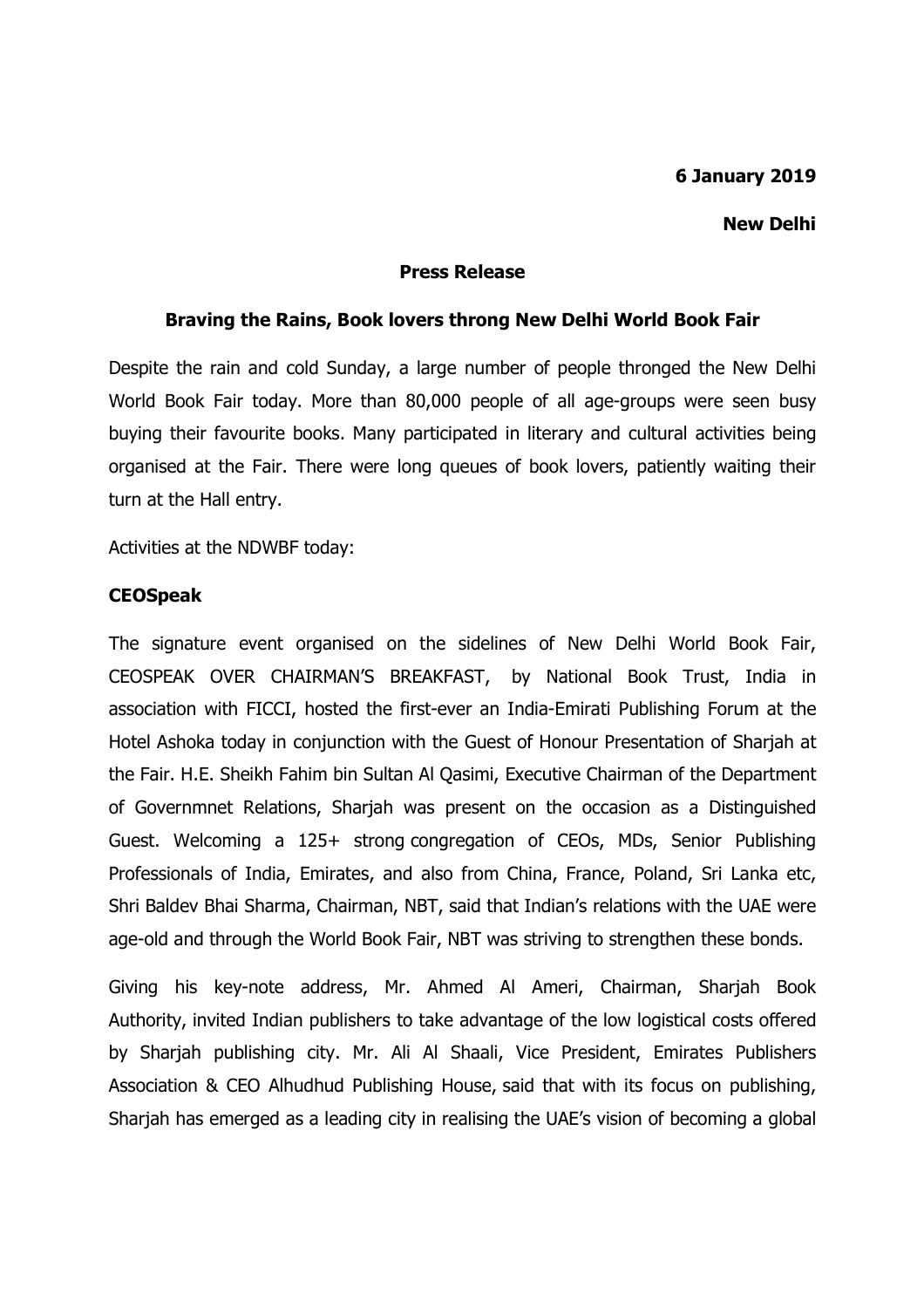**6 January 2019**

**New Delhi**

**Press Release**

**Braving the Rains, Book lovers throng New Delhi World Book Fair**

Despite the rain and cold Sunday, a large number of people thronged the New Delhi World Book Fair today. More than 80,000 people of all age-groups were seen busy buying their favourite books. Many participated in literary and cultural activities being organised at the Fair. There were long queues of book lovers, patiently waiting their turn at the Hall entry.

Activities at the NDWBF today:

**CEOSpeak**

The signature event organised on the sidelines of New Delhi World Book Fair, CEOSPEAK OVER CHAIRMAN'S BREAKFAST, by National Book Trust, India in association with FICCI, hosted the first-ever an India-Emirati Publishing Forum at the Hotel Ashoka today in conjunction with the Guest of Honour Presentation of Sharjah at the Fair. H.E. Sheikh Fahim bin Sultan Al Qasimi, Executive Chairman of the Department of Governmnet Relations, Sharjah was present on the occasion as a Distinguished Guest. Welcoming a 125+ strong congregation of CEOs, MDs, Senior Publishing Professionals of India, Emirates, and also from China, France, Poland, Sri Lanka etc, Shri Baldev Bhai Sharma, Chairman, NBT, said that Indian's relations with the UAE were age-old and through the World Book Fair, NBT was striving to strengthen these bonds.

Giving his key-note address, Mr. Ahmed Al Ameri, Chairman, Sharjah Book Authority, invited Indian publishers to take advantage of the low logistical costs offered by Sharjah publishing city. Mr. Ali Al Shaali, Vice President, Emirates Publishers Association & CEO Alhudhud Publishing House, said that with its focus on publishing, Sharjah has emerged as a leading city in realising the UAE's vision of becoming a global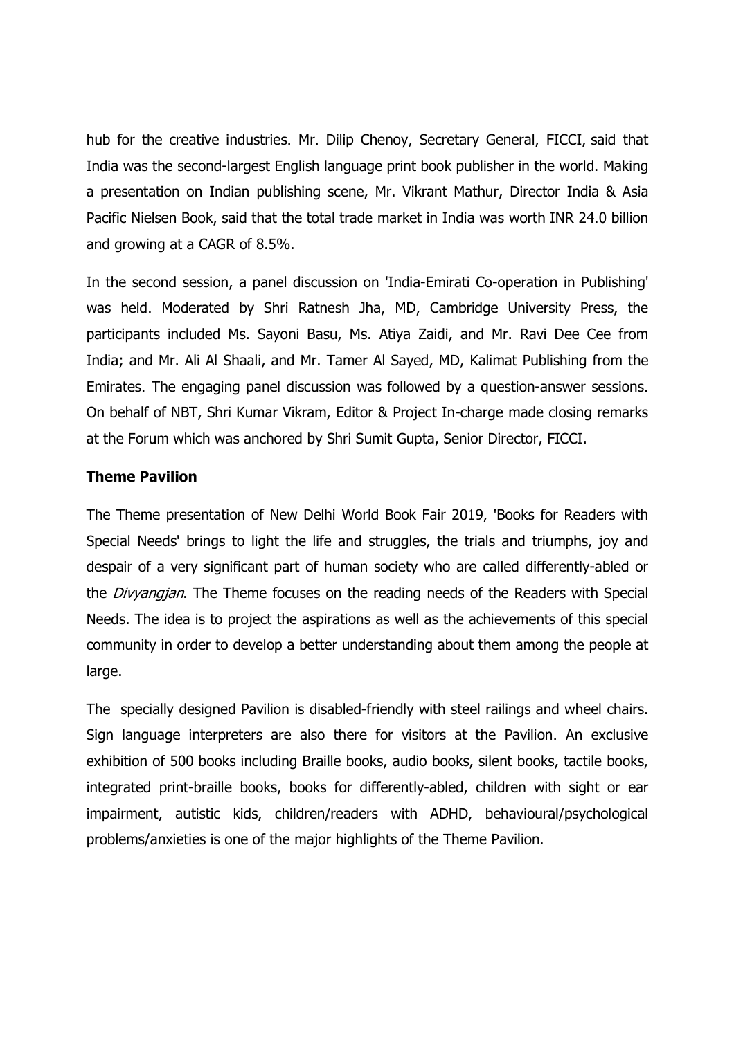hub for the creative industries. Mr. Dilip Chenoy, Secretary General, FICCI, said that India was the second-largest English language print book publisher in the world. Making a presentation on Indian publishing scene, Mr. Vikrant Mathur, Director India & Asia Pacific Nielsen Book, said that the total trade market in India was worth INR 24.0 billion and growing at a CAGR of 8.5%.

In the second session, a panel discussion on 'India-Emirati Co-operation in Publishing' was held. Moderated by Shri Ratnesh Jha, MD, Cambridge University Press, the participants included Ms. Sayoni Basu, Ms. Atiya Zaidi, and Mr. Ravi Dee Cee from India; and Mr. Ali Al Shaali, and Mr. Tamer Al Sayed, MD, Kalimat Publishing from the Emirates. The engaging panel discussion was followed by a question-answer sessions. On behalf of NBT, Shri Kumar Vikram, Editor & Project In-charge made closing remarks at the Forum which was anchored by Shri Sumit Gupta, Senior Director, FICCI.

**Theme Pavilion**

The Theme presentation of New Delhi World Book Fair 2019, 'Books for Readers with Special Needs' brings to light the life and struggles, the trials and triumphs, joy and despair of a very significant part of human society who are called differently-abled or the *Divyangjan*. The Theme focuses on the reading needs of the Readers with Special Needs. The idea is to project the aspirations as well as the achievements of this special community in order to develop a better understanding about them among the people at large.

The specially designed Pavilion is disabled-friendly with steel railings and wheel chairs. Sign language interpreters are also there for visitors at the Pavilion. An exclusive exhibition of 500 books including Braille books, audio books, silent books, tactile books, integrated print-braille books, books for differently-abled, children with sight or ear impairment, autistic kids, children/readers with ADHD, behavioural/psychological problems/anxieties is one of the major highlights of the Theme Pavilion.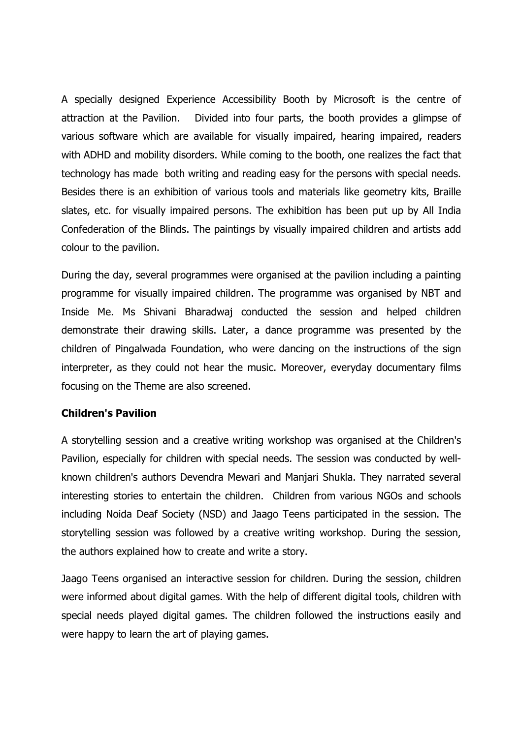A specially designed Experience Accessibility Booth by Microsoft is the centre of attraction at the Pavilion. Divided into four parts, the booth provides a glimpse of various software which are available for visually impaired, hearing impaired, readers with ADHD and mobility disorders. While coming to the booth, one realizes the fact that technology has made both writing and reading easy for the persons with special needs. Besides there is an exhibition of various tools and materials like geometry kits, Braille slates, etc. for visually impaired persons. The exhibition has been put up by All India Confederation of the Blinds. The paintings by visually impaired children and artists add colour to the pavilion.

During the day, several programmes were organised at the pavilion including a painting programme for visually impaired children. The programme was organised by NBT and Inside Me. Ms Shivani Bharadwaj conducted the session and helped children demonstrate their drawing skills. Later, a dance programme was presented by the children of Pingalwada Foundation, who were dancing on the instructions of the sign interpreter, as they could not hear the music. Moreover, everyday documentary films focusing on the Theme are also screened.

**Children's Pavilion**

A storytelling session and a creative writing workshop was organised at the Children's Pavilion, especially for children with special needs. The session was conducted by well-known children's authors Devendra Mewari and Manjari Shukla. They narrated several interesting stories to entertain the children. Children from various NGOs and schools including Noida Deaf Society (NSD) and Jaago Teens participated in the session. The storytelling session was followed by a creative writing workshop. During the session, the authors explained how to create and write a story.

Jaago Teens organised an interactive session for children. During the session, children were informed about digital games. With the help of different digital tools, children with special needs played digital games. The children followed the instructions easily and were happy to learn the art of playing games.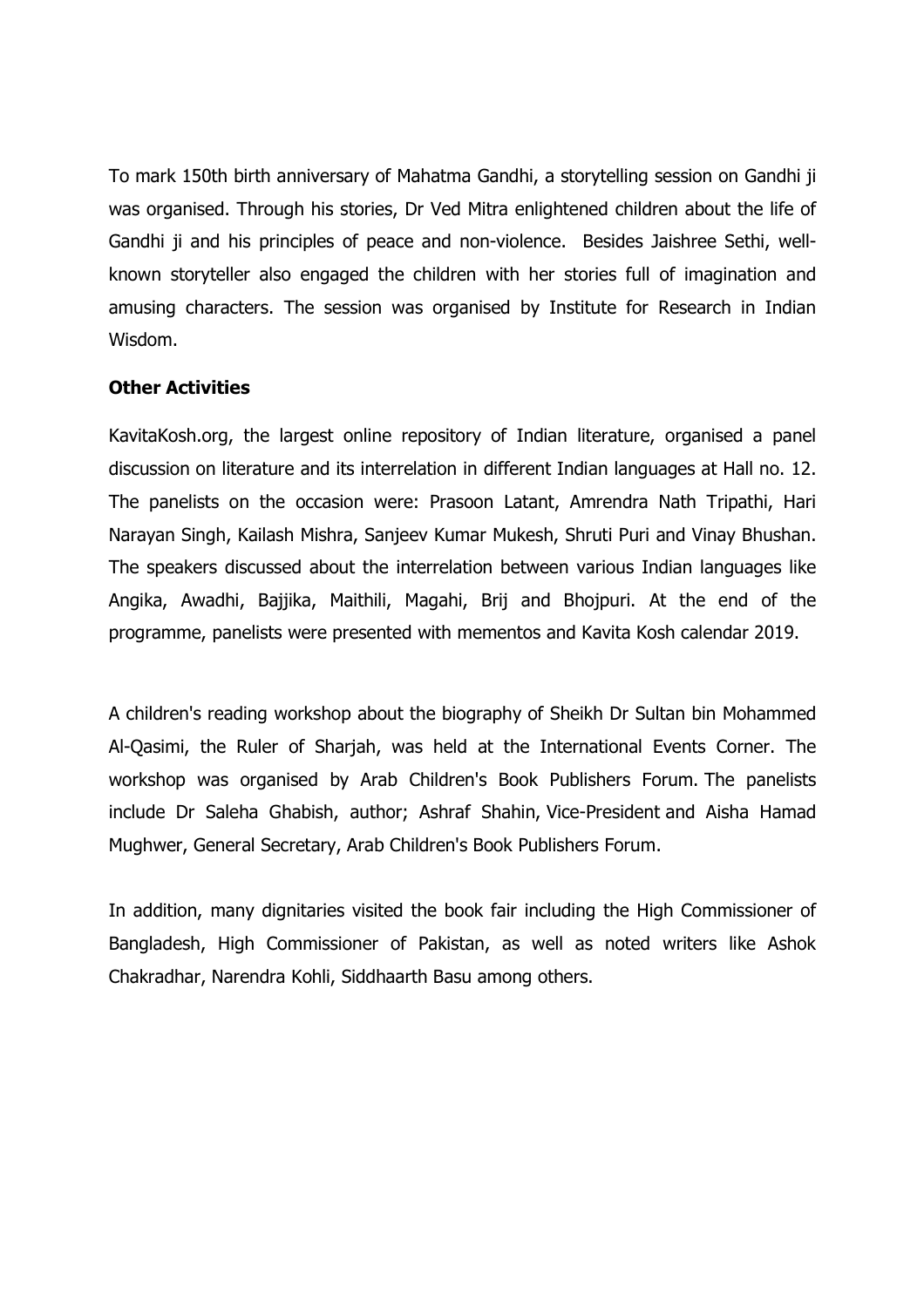To mark 150th birth anniversary of Mahatma Gandhi, a storytelling session on Gandhi ji was organised. Through his stories, Dr Ved Mitra enlightened children about the life of Gandhi ji and his principles of peace and non-violence. Besides Jaishree Sethi, well-known storyteller also engaged the children with her stories full of imagination and amusing characters. The session was organised by Institute for Research in Indian Wisdom.

**Other Activities**

KavitaKosh.org, the largest online repository of Indian literature, organised a panel discussion on literature and its interrelation in different Indian languages at Hall no. 12. The panelists on the occasion were: Prasoon Latant, Amrendra Nath Tripathi, Hari Narayan Singh, Kailash Mishra, Sanjeev Kumar Mukesh, Shruti Puri and Vinay Bhushan. The speakers discussed about the interrelation between various Indian languages like Angika, Awadhi, Bajjika, Maithili, Magahi, Brij and Bhojpuri. At the end of the programme, panelists were presented with mementos and Kavita Kosh calendar 2019.

A children's reading workshop about the biography of Sheikh Dr Sultan bin Mohammed Al-Qasimi, the Ruler of Sharjah, was held at the International Events Corner. The workshop was organised by Arab Children's Book Publishers Forum. The panelists include Dr Saleha Ghabish, author; Ashraf Shahin, Vice-President and Aisha Hamad Mughwer, General Secretary, Arab Children's Book Publishers Forum.

In addition, many dignitaries visited the book fair including the High Commissioner of Bangladesh, High Commissioner of Pakistan, as well as noted writers like Ashok Chakradhar, Narendra Kohli, Siddhaarth Basu among others.